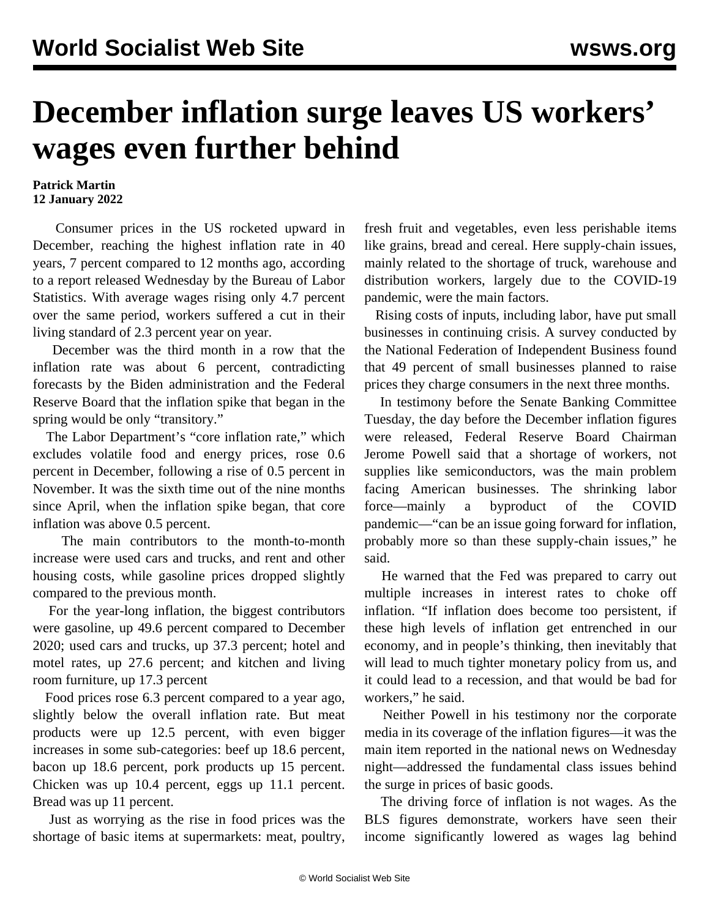# December inflation surge leaves US workers' wages even further behind

**Patrick Martin**
**12 January 2022**

Consumer prices in the US rocketed upward in December, reaching the highest inflation rate in 40 years, 7 percent compared to 12 months ago, according to a report released Wednesday by the Bureau of Labor Statistics. With average wages rising only 4.7 percent over the same period, workers suffered a cut in their living standard of 2.3 percent year on year.

December was the third month in a row that the inflation rate was about 6 percent, contradicting forecasts by the Biden administration and the Federal Reserve Board that the inflation spike that began in the spring would be only "transitory."

The Labor Department's "core inflation rate," which excludes volatile food and energy prices, rose 0.6 percent in December, following a rise of 0.5 percent in November. It was the sixth time out of the nine months since April, when the inflation spike began, that core inflation was above 0.5 percent.

The main contributors to the month-to-month increase were used cars and trucks, and rent and other housing costs, while gasoline prices dropped slightly compared to the previous month.

For the year-long inflation, the biggest contributors were gasoline, up 49.6 percent compared to December 2020; used cars and trucks, up 37.3 percent; hotel and motel rates, up 27.6 percent; and kitchen and living room furniture, up 17.3 percent

Food prices rose 6.3 percent compared to a year ago, slightly below the overall inflation rate. But meat products were up 12.5 percent, with even bigger increases in some sub-categories: beef up 18.6 percent, bacon up 18.6 percent, pork products up 15 percent. Chicken was up 10.4 percent, eggs up 11.1 percent. Bread was up 11 percent.

Just as worrying as the rise in food prices was the shortage of basic items at supermarkets: meat, poultry, fresh fruit and vegetables, even less perishable items like grains, bread and cereal. Here supply-chain issues, mainly related to the shortage of truck, warehouse and distribution workers, largely due to the COVID-19 pandemic, were the main factors.

Rising costs of inputs, including labor, have put small businesses in continuing crisis. A survey conducted by the National Federation of Independent Business found that 49 percent of small businesses planned to raise prices they charge consumers in the next three months.

In testimony before the Senate Banking Committee Tuesday, the day before the December inflation figures were released, Federal Reserve Board Chairman Jerome Powell said that a shortage of workers, not supplies like semiconductors, was the main problem facing American businesses. The shrinking labor force—mainly a byproduct of the COVID pandemic—"can be an issue going forward for inflation, probably more so than these supply-chain issues," he said.

He warned that the Fed was prepared to carry out multiple increases in interest rates to choke off inflation. "If inflation does become too persistent, if these high levels of inflation get entrenched in our economy, and in people's thinking, then inevitably that will lead to much tighter monetary policy from us, and it could lead to a recession, and that would be bad for workers," he said.

Neither Powell in his testimony nor the corporate media in its coverage of the inflation figures—it was the main item reported in the national news on Wednesday night—addressed the fundamental class issues behind the surge in prices of basic goods.

The driving force of inflation is not wages. As the BLS figures demonstrate, workers have seen their income significantly lowered as wages lag behind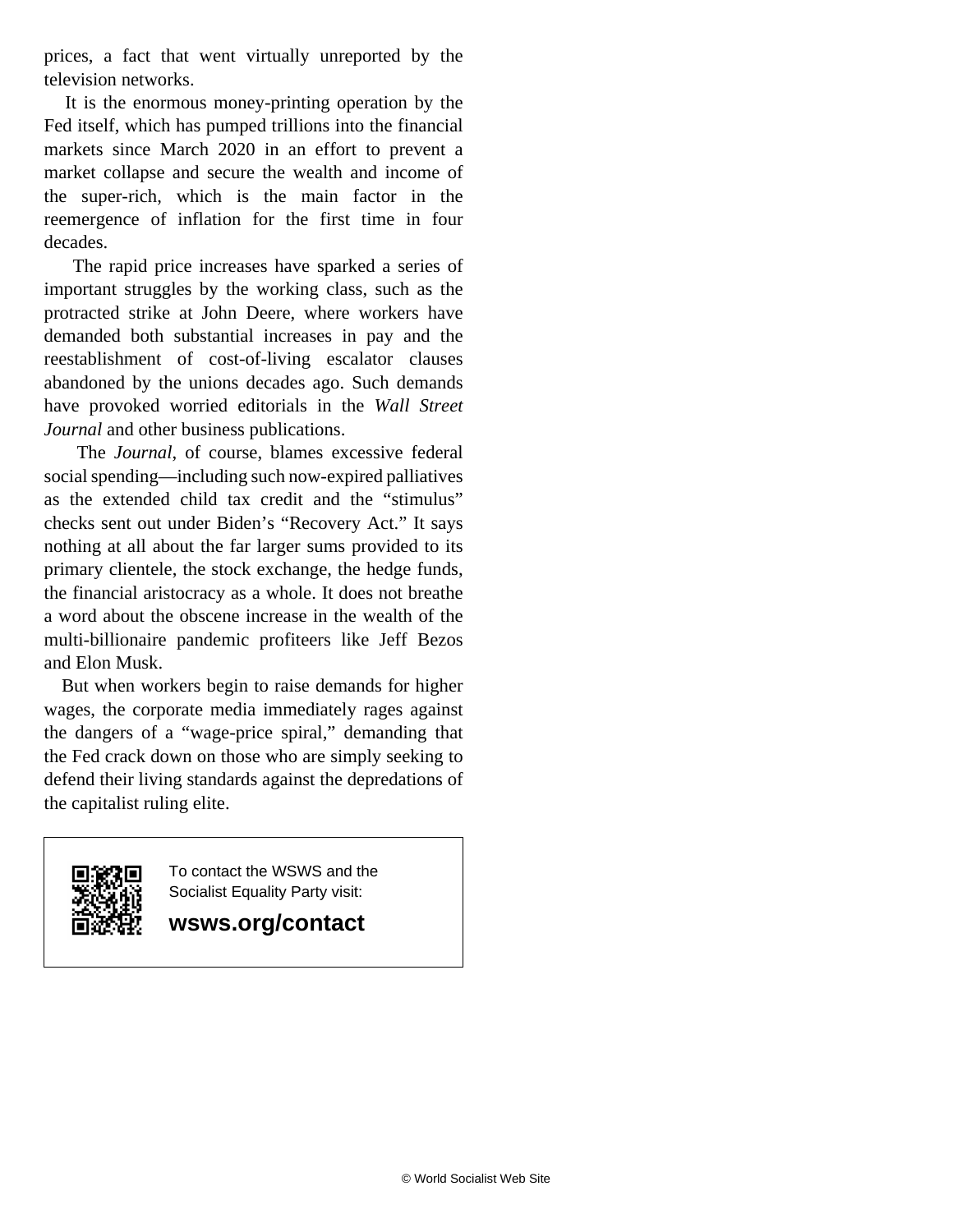prices, a fact that went virtually unreported by the television networks.

It is the enormous money-printing operation by the Fed itself, which has pumped trillions into the financial markets since March 2020 in an effort to prevent a market collapse and secure the wealth and income of the super-rich, which is the main factor in the reemergence of inflation for the first time in four decades.

The rapid price increases have sparked a series of important struggles by the working class, such as the protracted strike at John Deere, where workers have demanded both substantial increases in pay and the reestablishment of cost-of-living escalator clauses abandoned by the unions decades ago. Such demands have provoked worried editorials in the *Wall Street Journal* and other business publications.

The *Journal*, of course, blames excessive federal social spending—including such now-expired palliatives as the extended child tax credit and the "stimulus" checks sent out under Biden's "Recovery Act." It says nothing at all about the far larger sums provided to its primary clientele, the stock exchange, the hedge funds, the financial aristocracy as a whole. It does not breathe a word about the obscene increase in the wealth of the multi-billionaire pandemic profiteers like Jeff Bezos and Elon Musk.

But when workers begin to raise demands for higher wages, the corporate media immediately rages against the dangers of a "wage-price spiral," demanding that the Fed crack down on those who are simply seeking to defend their living standards against the depredations of the capitalist ruling elite.

To contact the WSWS and the Socialist Equality Party visit:

**wsws.org/contact**